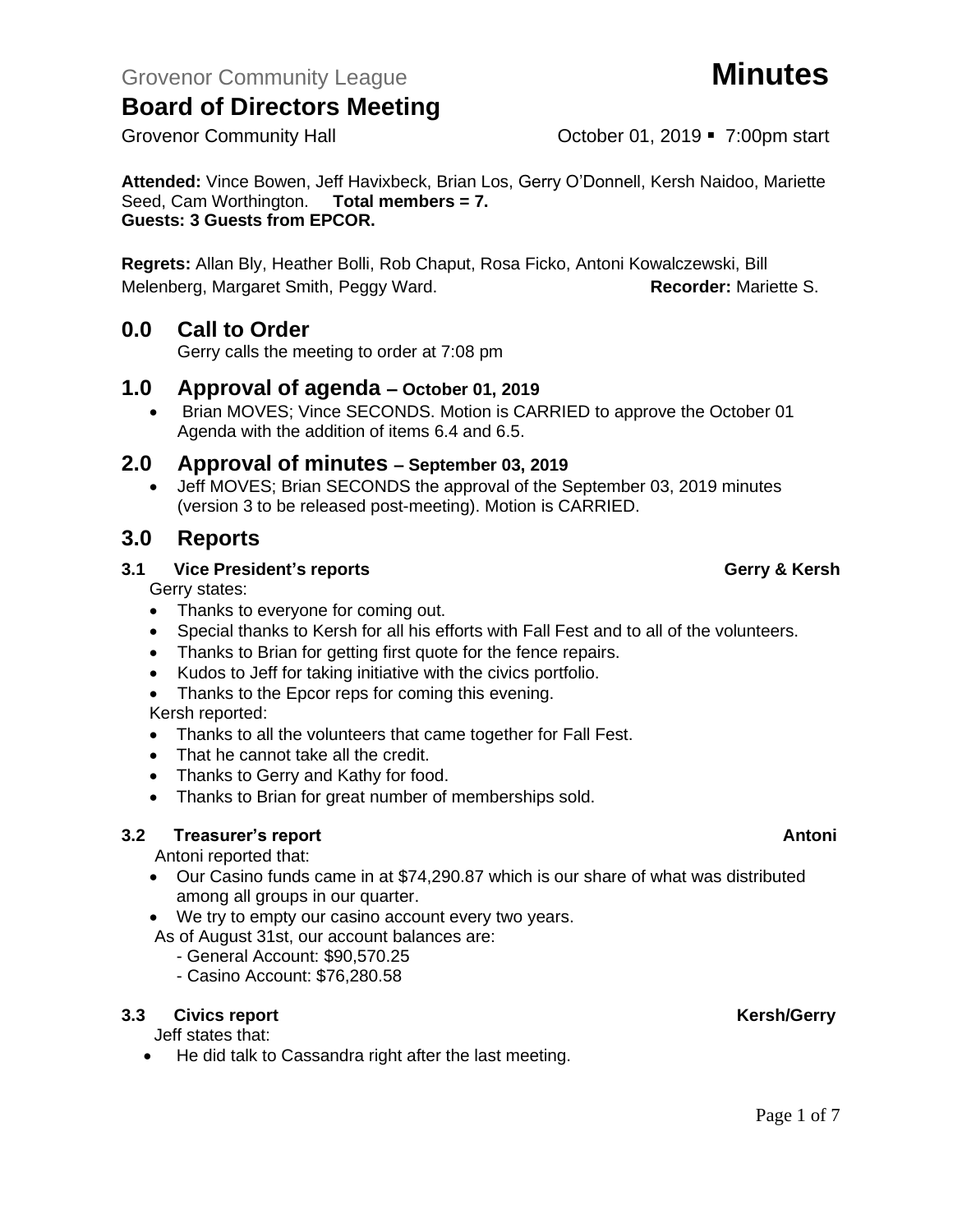Grovenor Community League **Minutes**

# Board of Directors Meeting

Grovenor Community Hall October 01, 2019 ▪ 7:00pm start

**Attended:** Vince Bowen, Jeff Havixbeck, Brian Los, Gerry O'Donnell, Kersh Naidoo, Mariette Seed, Cam Worthington. **Total members = 7.**
**Guests: 3 Guests from EPCOR.**

**Regrets:** Allan Bly, Heather Bolli, Rob Chaput, Rosa Ficko, Antoni Kowalczewski, Bill Melenberg, Margaret Smith, Peggy Ward. **Recorder:** Mariette S.

## 0.0 Call to Order

Gerry calls the meeting to order at 7:08 pm

## 1.0 Approval of agenda – October 01, 2019

- Brian MOVES; Vince SECONDS. Motion is CARRIED to approve the October 01 Agenda with the addition of items 6.4 and 6.5.

## 2.0 Approval of minutes – September 03, 2019

- Jeff MOVES; Brian SECONDS the approval of the September 03, 2019 minutes (version 3 to be released post-meeting). Motion is CARRIED.

## 3.0 Reports

### 3.1 Vice President's reports — Gerry & Kersh

Gerry states:

- Thanks to everyone for coming out.
- Special thanks to Kersh for all his efforts with Fall Fest and to all of the volunteers.
- Thanks to Brian for getting first quote for the fence repairs.
- Kudos to Jeff for taking initiative with the civics portfolio.
- Thanks to the Epcor reps for coming this evening.

Kersh reported:

- Thanks to all the volunteers that came together for Fall Fest.
- That he cannot take all the credit.
- Thanks to Gerry and Kathy for food.
- Thanks to Brian for great number of memberships sold.

### 3.2 Treasurer's report — Antoni

Antoni reported that:

- Our Casino funds came in at $74,290.87 which is our share of what was distributed among all groups in our quarter.
- We try to empty our casino account every two years.

As of August 31st, our account balances are:

- General Account: $90,570.25
- Casino Account: $76,280.58

### 3.3 Civics report — Kersh/Gerry

Jeff states that:

- He did talk to Cassandra right after the last meeting.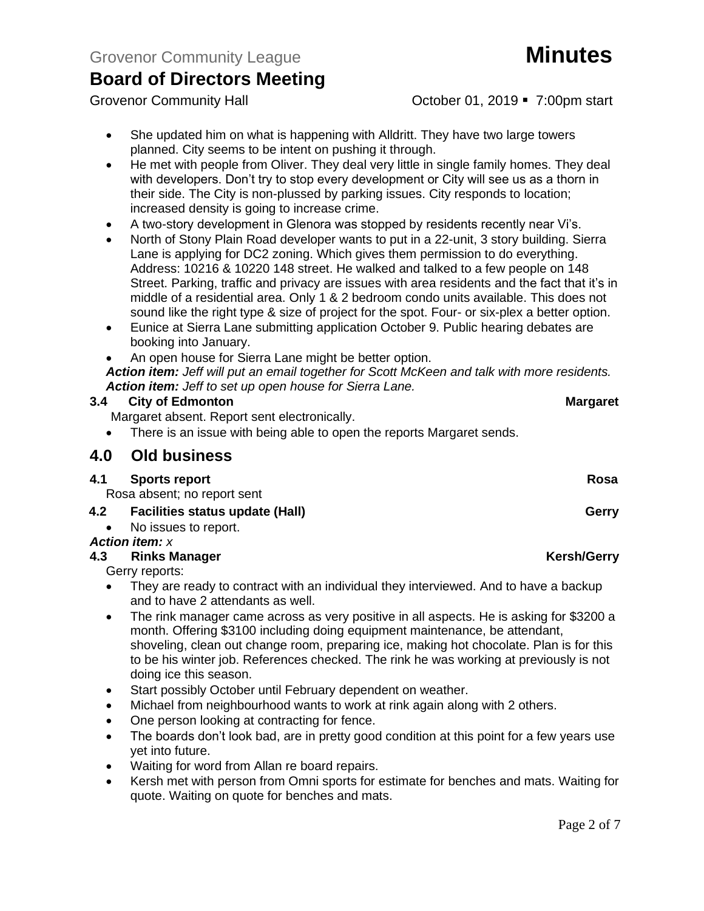- She updated him on what is happening with Alldritt. They have two large towers planned. City seems to be intent on pushing it through.
- He met with people from Oliver. They deal very little in single family homes. They deal with developers. Don't try to stop every development or City will see us as a thorn in their side. The City is non-plussed by parking issues. City responds to location; increased density is going to increase crime.
- A two-story development in Glenora was stopped by residents recently near Vi's.
- North of Stony Plain Road developer wants to put in a 22-unit, 3 story building. Sierra Lane is applying for DC2 zoning. Which gives them permission to do everything. Address: 10216 & 10220 148 street. He walked and talked to a few people on 148 Street. Parking, traffic and privacy are issues with area residents and the fact that it's in middle of a residential area. Only 1 & 2 bedroom condo units available. This does not sound like the right type & size of project for the spot. Four- or six-plex a better option.
- Eunice at Sierra Lane submitting application October 9. Public hearing debates are booking into January.
- An open house for Sierra Lane might be better option.

***Action item:*** *Jeff will put an email together for Scott McKeen and talk with more residents.*
***Action item:*** *Jeff to set up open house for Sierra Lane.*

**3.4 City of Edmonton** **Margaret**

Margaret absent. Report sent electronically.

- There is an issue with being able to open the reports Margaret sends.

## 4.0 Old business

**4.1 Sports report** **Rosa**

Rosa absent; no report sent

**4.2 Facilities status update (Hall)** **Gerry**

- No issues to report.

***Action item:*** *x*

**4.3 Rinks Manager** **Kersh/Gerry**

Gerry reports:

- They are ready to contract with an individual they interviewed. And to have a backup and to have 2 attendants as well.
- The rink manager came across as very positive in all aspects. He is asking for $3200 a month. Offering $3100 including doing equipment maintenance, be attendant, shoveling, clean out change room, preparing ice, making hot chocolate. Plan is for this to be his winter job. References checked. The rink he was working at previously is not doing ice this season.
- Start possibly October until February dependent on weather.
- Michael from neighbourhood wants to work at rink again along with 2 others.
- One person looking at contracting for fence.
- The boards don't look bad, are in pretty good condition at this point for a few years use yet into future.
- Waiting for word from Allan re board repairs.
- Kersh met with person from Omni sports for estimate for benches and mats. Waiting for quote. Waiting on quote for benches and mats.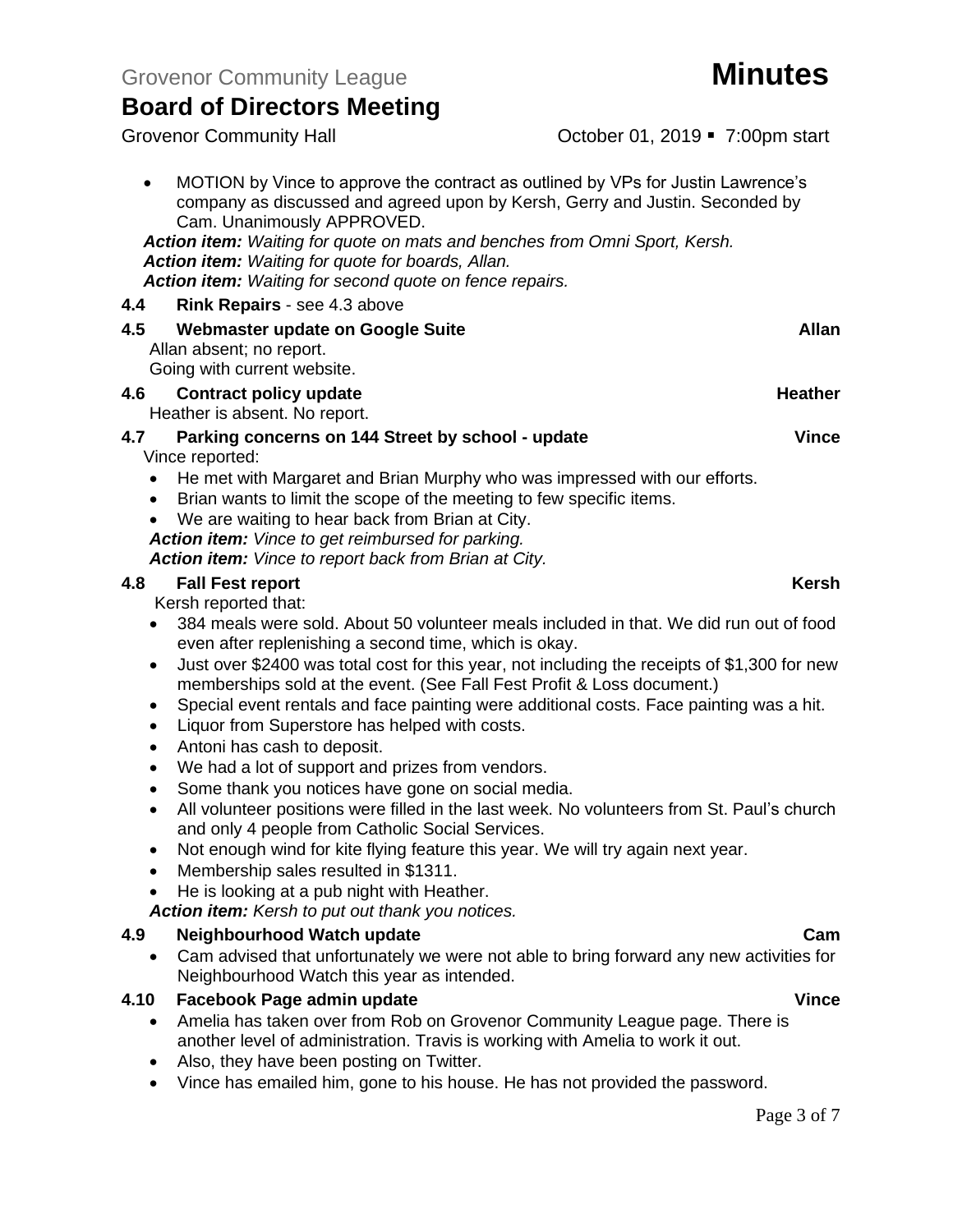- MOTION by Vince to approve the contract as outlined by VPs for Justin Lawrence's company as discussed and agreed upon by Kersh, Gerry and Justin. Seconded by Cam. Unanimously APPROVED.

***Action item:*** *Waiting for quote on mats and benches from Omni Sport, Kersh.*
***Action item:*** *Waiting for quote for boards, Allan.*
***Action item:*** *Waiting for second quote on fence repairs.*

**4.4 Rink Repairs** - see 4.3 above

**4.5 Webmaster update on Google Suite** — **Allan**

Allan absent; no report.
Going with current website.

**4.6 Contract policy update** — **Heather**

Heather is absent. No report.

**4.7 Parking concerns on 144 Street by school - update** — **Vince**

Vince reported:

- He met with Margaret and Brian Murphy who was impressed with our efforts.
- Brian wants to limit the scope of the meeting to few specific items.
- We are waiting to hear back from Brian at City.

***Action item:*** *Vince to get reimbursed for parking.*
***Action item:*** *Vince to report back from Brian at City.*

**4.8 Fall Fest report** — **Kersh**

Kersh reported that:

- 384 meals were sold. About 50 volunteer meals included in that. We did run out of food even after replenishing a second time, which is okay.
- Just over $2400 was total cost for this year, not including the receipts of $1,300 for new memberships sold at the event. (See Fall Fest Profit & Loss document.)
- Special event rentals and face painting were additional costs. Face painting was a hit.
- Liquor from Superstore has helped with costs.
- Antoni has cash to deposit.
- We had a lot of support and prizes from vendors.
- Some thank you notices have gone on social media.
- All volunteer positions were filled in the last week. No volunteers from St. Paul's church and only 4 people from Catholic Social Services.
- Not enough wind for kite flying feature this year. We will try again next year.
- Membership sales resulted in $1311.
- He is looking at a pub night with Heather.

***Action item:*** *Kersh to put out thank you notices.*

**4.9 Neighbourhood Watch update** — **Cam**

- Cam advised that unfortunately we were not able to bring forward any new activities for Neighbourhood Watch this year as intended.

**4.10 Facebook Page admin update** — **Vince**

- Amelia has taken over from Rob on Grovenor Community League page. There is another level of administration. Travis is working with Amelia to work it out.
- Also, they have been posting on Twitter.
- Vince has emailed him, gone to his house. He has not provided the password.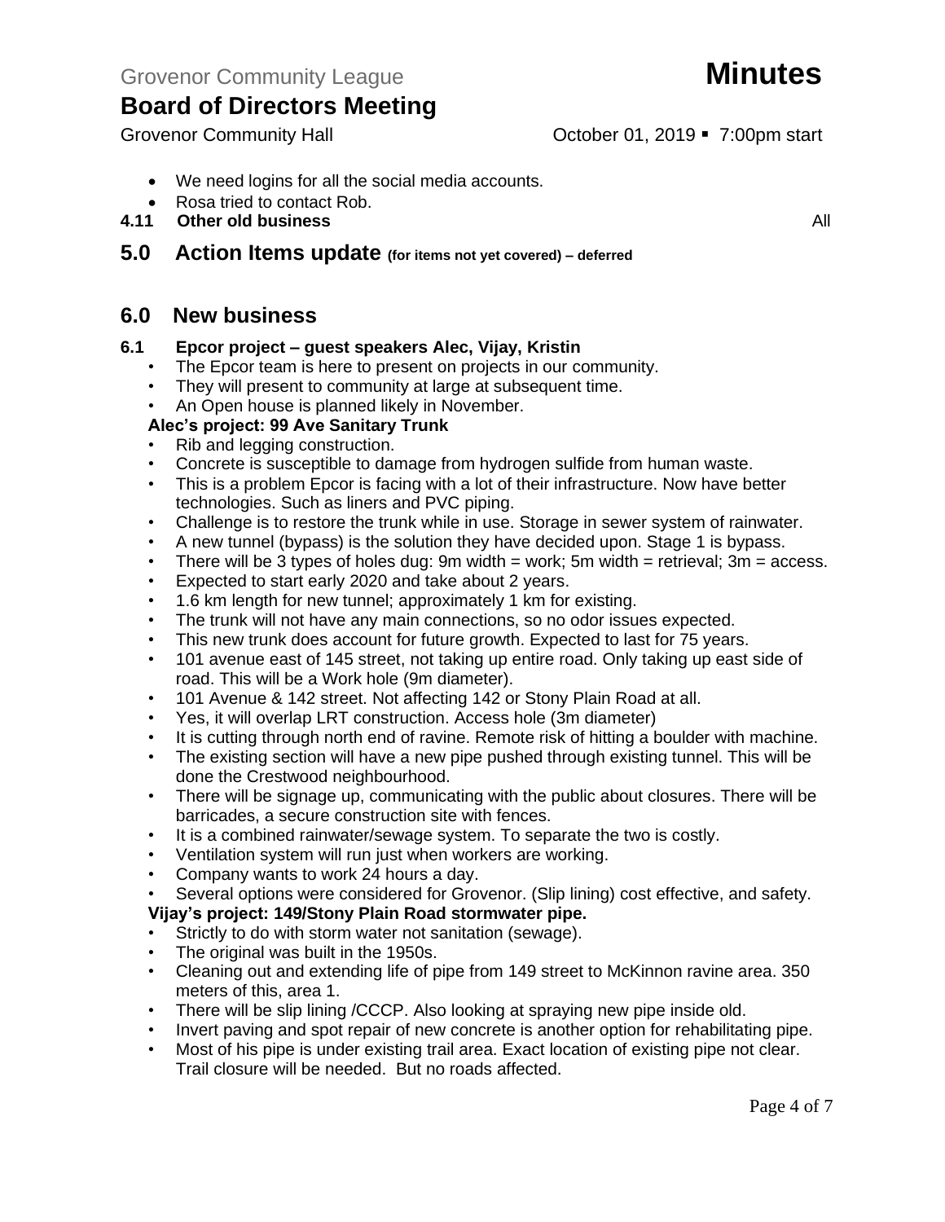- We need logins for all the social media accounts.
- Rosa tried to contact Rob.

**4.11 Other old business** All

## 5.0 Action Items update (for items not yet covered) – deferred

## 6.0 New business

**6.1 Epcor project – guest speakers Alec, Vijay, Kristin**

- The Epcor team is here to present on projects in our community.
- They will present to community at large at subsequent time.
- An Open house is planned likely in November.

**Alec's project: 99 Ave Sanitary Trunk**

- Rib and legging construction.
- Concrete is susceptible to damage from hydrogen sulfide from human waste.
- This is a problem Epcor is facing with a lot of their infrastructure. Now have better technologies. Such as liners and PVC piping.
- Challenge is to restore the trunk while in use. Storage in sewer system of rainwater.
- A new tunnel (bypass) is the solution they have decided upon. Stage 1 is bypass.
- There will be 3 types of holes dug: 9m width = work; 5m width = retrieval; 3m = access.
- Expected to start early 2020 and take about 2 years.
- 1.6 km length for new tunnel; approximately 1 km for existing.
- The trunk will not have any main connections, so no odor issues expected.
- This new trunk does account for future growth. Expected to last for 75 years.
- 101 avenue east of 145 street, not taking up entire road. Only taking up east side of road. This will be a Work hole (9m diameter).
- 101 Avenue & 142 street. Not affecting 142 or Stony Plain Road at all.
- Yes, it will overlap LRT construction. Access hole (3m diameter)
- It is cutting through north end of ravine. Remote risk of hitting a boulder with machine.
- The existing section will have a new pipe pushed through existing tunnel. This will be done the Crestwood neighbourhood.
- There will be signage up, communicating with the public about closures. There will be barricades, a secure construction site with fences.
- It is a combined rainwater/sewage system. To separate the two is costly.
- Ventilation system will run just when workers are working.
- Company wants to work 24 hours a day.
- Several options were considered for Grovenor. (Slip lining) cost effective, and safety.

**Vijay's project: 149/Stony Plain Road stormwater pipe.**

- Strictly to do with storm water not sanitation (sewage).
- The original was built in the 1950s.
- Cleaning out and extending life of pipe from 149 street to McKinnon ravine area. 350 meters of this, area 1.
- There will be slip lining /CCCP. Also looking at spraying new pipe inside old.
- Invert paving and spot repair of new concrete is another option for rehabilitating pipe.
- Most of his pipe is under existing trail area. Exact location of existing pipe not clear. Trail closure will be needed. But no roads affected.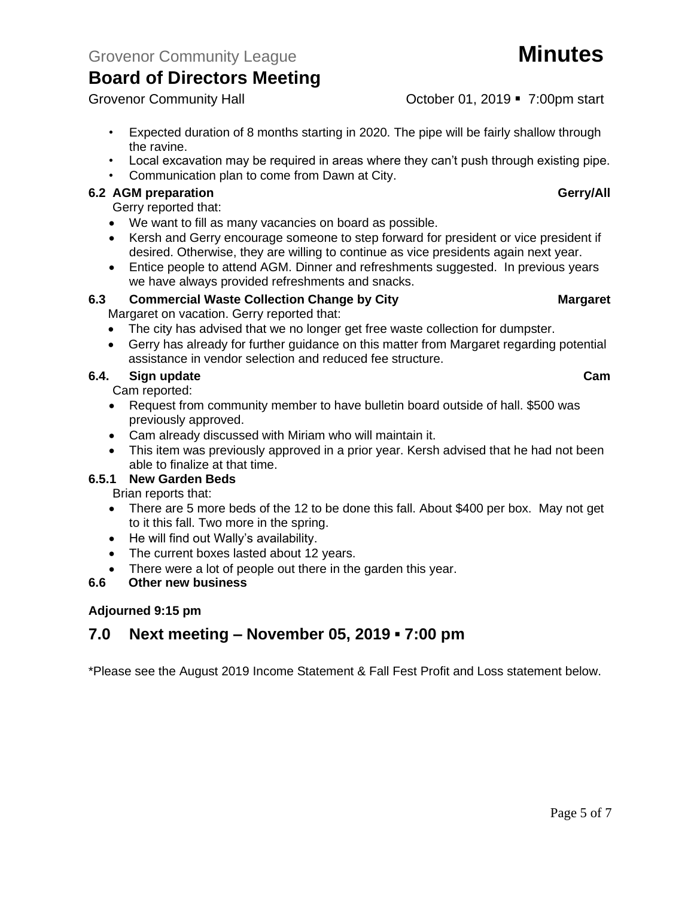# Grovenor Community League **Minutes**

## Board of Directors Meeting

Grovenor Community Hall October 01, 2019 ▪ 7:00pm start

- Expected duration of 8 months starting in 2020. The pipe will be fairly shallow through the ravine.
- Local excavation may be required in areas where they can't push through existing pipe.
- Communication plan to come from Dawn at City.

### 6.2 AGM preparation — Gerry/All

Gerry reported that:

- We want to fill as many vacancies on board as possible.
- Kersh and Gerry encourage someone to step forward for president or vice president if desired. Otherwise, they are willing to continue as vice presidents again next year.
- Entice people to attend AGM. Dinner and refreshments suggested. In previous years we have always provided refreshments and snacks.

### 6.3 Commercial Waste Collection Change by City — Margaret

Margaret on vacation. Gerry reported that:

- The city has advised that we no longer get free waste collection for dumpster.
- Gerry has already for further guidance on this matter from Margaret regarding potential assistance in vendor selection and reduced fee structure.

### 6.4. Sign update — Cam

Cam reported:

- Request from community member to have bulletin board outside of hall. $500 was previously approved.
- Cam already discussed with Miriam who will maintain it.
- This item was previously approved in a prior year. Kersh advised that he had not been able to finalize at that time.

### 6.5.1 New Garden Beds

Brian reports that:

- There are 5 more beds of the 12 to be done this fall. About $400 per box. May not get to it this fall. Two more in the spring.
- He will find out Wally's availability.
- The current boxes lasted about 12 years.
- There were a lot of people out there in the garden this year.

### 6.6 Other new business

**Adjourned 9:15 pm**

## 7.0 Next meeting – November 05, 2019 ▪ 7:00 pm

*Please see the August 2019 Income Statement & Fall Fest Profit and Loss statement below.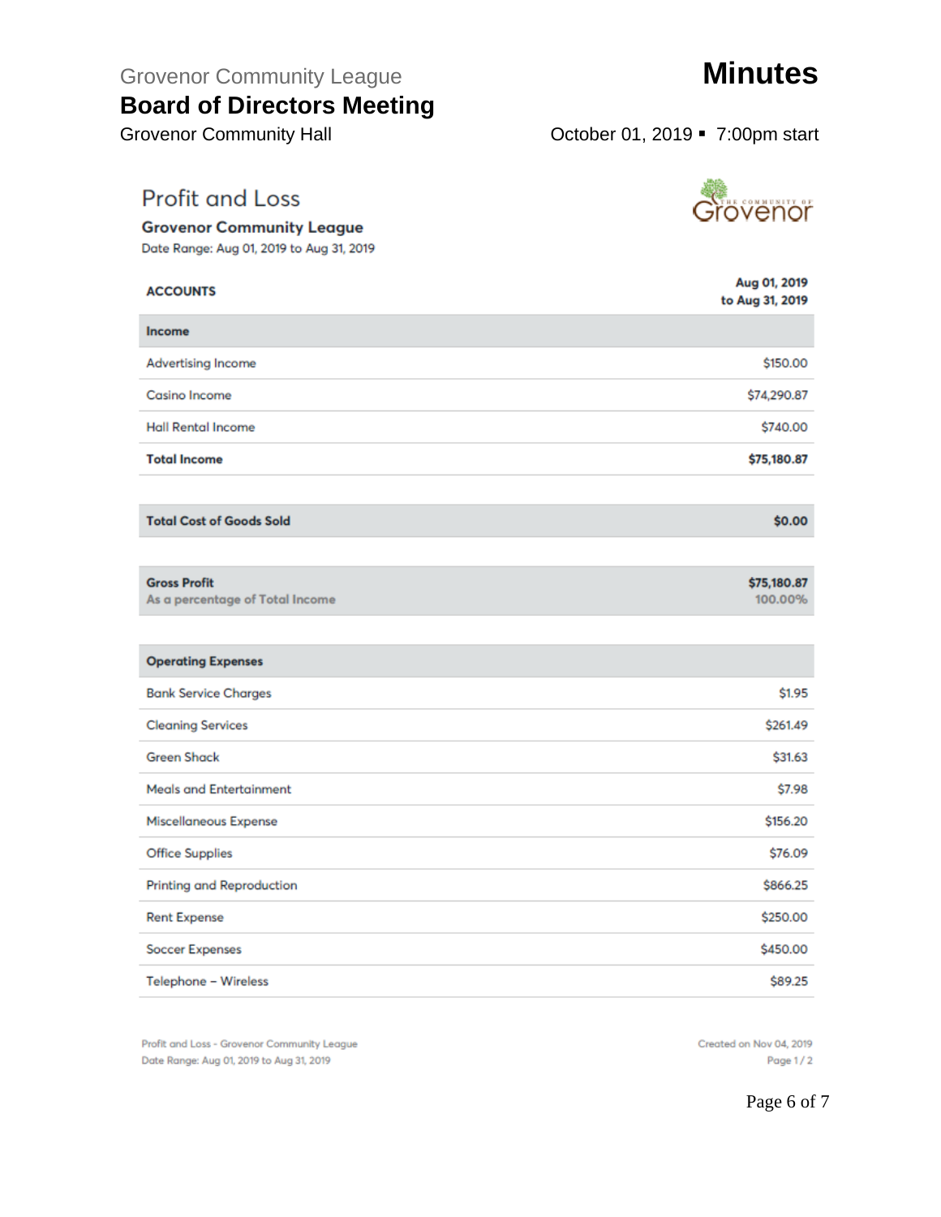# Profit and Loss

**Grovenor Community League**

Date Range: Aug 01, 2019 to Aug 31, 2019

| ACCOUNTS | Aug 01, 2019 to Aug 31, 2019 |
|---|---|
| **Income** | |
| Advertising Income | $150.00 |
| Casino Income | $74,290.87 |
| Hall Rental Income | $740.00 |
| **Total Income** | **$75,180.87** |
| **Total Cost of Goods Sold** | **$0.00** |
| **Gross Profit** | **$75,180.87** |
| As a percentage of Total Income | 100.00% |
| **Operating Expenses** | |
| Bank Service Charges | $1.95 |
| Cleaning Services | $261.49 |
| Green Shack | $31.63 |
| Meals and Entertainment | $7.98 |
| Miscellaneous Expense | $156.20 |
| Office Supplies | $76.09 |
| Printing and Reproduction | $866.25 |
| Rent Expense | $250.00 |
| Soccer Expenses | $450.00 |
| Telephone – Wireless | $89.25 |

Profit and Loss - Grovenor Community League
Date Range: Aug 01, 2019 to Aug 31, 2019

Created on Nov 04, 2019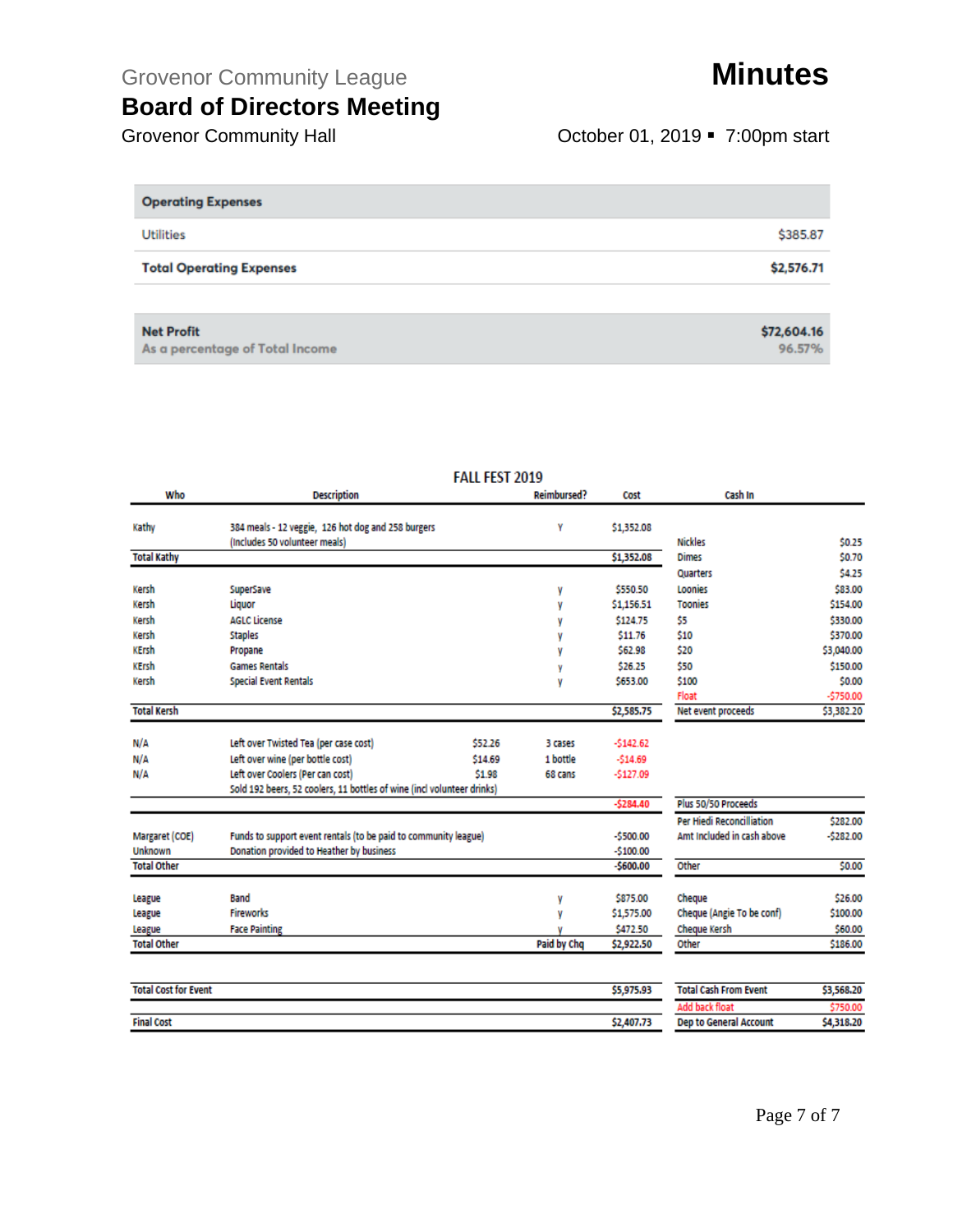# Grovenor Community League

## Board of Directors Meeting

Grovenor Community Hall

# Minutes

October 01, 2019 ▪ 7:00pm start

| Operating Expenses | |
|---|---|
| Utilities | $385.87 |
| **Total Operating Expenses** | **$2,576.71** |

| | |
|---|---|
| **Net Profit** | **$72,604.16** |
| As a percentage of Total Income | 96.57% |

### FALL FEST 2019

| Who | Description | | Reimbursed? | Cost | Cash In | |
|---|---|---|---|---|---|---|
| Kathy | 384 meals - 12 veggie, 126 hot dog and 258 burgers (includes 50 volunteer meals) | | Y | $1,352.08 | | |
| | | | | | Nickles | $0.25 |
| **Total Kathy** | | | | **$1,352.08** | Dimes | $0.70 |
| | | | | | Quarters | $4.25 |
| Kersh | SuperSave | | y | $550.50 | Loonies | $83.00 |
| Kersh | Liquor | | y | $1,156.51 | Toonies | $154.00 |
| Kersh | AGLC License | | y | $124.75 | $5 | $330.00 |
| Kersh | Staples | | y | $11.76 | $10 | $370.00 |
| KErsh | Propane | | y | $62.98 | $20 | $3,040.00 |
| KErsh | Games Rentals | | y | $26.25 | $50 | $150.00 |
| Kersh | Special Event Rentals | | y | $653.00 | $100 | $0.00 |
| | | | | | Float | -$750.00 |
| **Total Kersh** | | | | **$2,585.75** | Net event proceeds | $3,382.20 |
| N/A | Left over Twisted Tea (per case cost) | $52.26 | 3 cases | -$142.62 | | |
| N/A | Left over wine (per bottle cost) | $14.69 | 1 bottle | -$14.69 | | |
| N/A | Left over Coolers (Per can cost) | $1.98 | 68 cans | -$127.09 | | |
| | Sold 192 beers, 52 coolers, 11 bottles of wine (incl volunteer drinks) | | | | | |
| | | | | -$284.40 | Plus 50/50 Proceeds | |
| | | | | | Per Hiedi Reconcilliation | $282.00 |
| Margaret (COE) | Funds to support event rentals (to be paid to community league) | | | -$500.00 | Amt Included in cash above | -$282.00 |
| Unknown | Donation provided to Heather by business | | | -$100.00 | | |
| **Total Other** | | | | **-$600.00** | Other | $0.00 |
| League | Band | | y | $875.00 | Cheque | $26.00 |
| League | Fireworks | | y | $1,575.00 | Cheque (Angie To be conf) | $100.00 |
| League | Face Painting | | y | $472.50 | Cheque Kersh | $60.00 |
| **Total Other** | | | Paid by Chq | **$2,922.50** | Other | $186.00 |
| **Total Cost for Event** | | | | **$5,975.93** | Total Cash From Event | $3,568.20 |
| | | | | | Add back float | $750.00 |
| **Final Cost** | | | | **$2,407.73** | Dep to General Account | $4,318.20 |